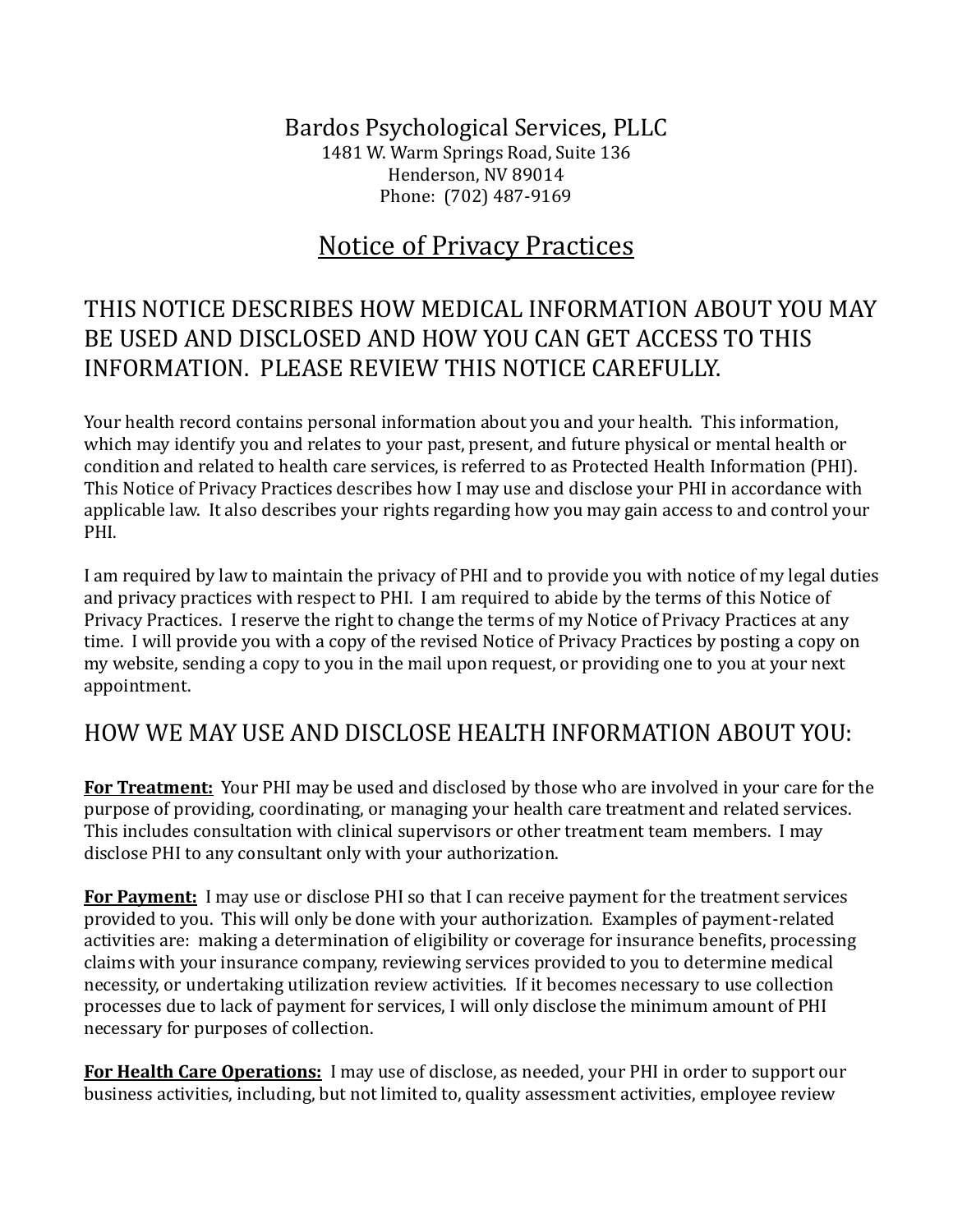Bardos Psychological Services, PLLC
1481 W. Warm Springs Road, Suite 136
Henderson, NV 89014
Phone: (702) 487-9169

# Notice of Privacy Practices

## THIS NOTICE DESCRIBES HOW MEDICAL INFORMATION ABOUT YOU MAY BE USED AND DISCLOSED AND HOW YOU CAN GET ACCESS TO THIS INFORMATION. PLEASE REVIEW THIS NOTICE CAREFULLY.

Your health record contains personal information about you and your health. This information, which may identify you and relates to your past, present, and future physical or mental health or condition and related to health care services, is referred to as Protected Health Information (PHI). This Notice of Privacy Practices describes how I may use and disclose your PHI in accordance with applicable law. It also describes your rights regarding how you may gain access to and control your PHI.

I am required by law to maintain the privacy of PHI and to provide you with notice of my legal duties and privacy practices with respect to PHI. I am required to abide by the terms of this Notice of Privacy Practices. I reserve the right to change the terms of my Notice of Privacy Practices at any time. I will provide you with a copy of the revised Notice of Privacy Practices by posting a copy on my website, sending a copy to you in the mail upon request, or providing one to you at your next appointment.

## HOW WE MAY USE AND DISCLOSE HEALTH INFORMATION ABOUT YOU:

**For Treatment:** Your PHI may be used and disclosed by those who are involved in your care for the purpose of providing, coordinating, or managing your health care treatment and related services. This includes consultation with clinical supervisors or other treatment team members. I may disclose PHI to any consultant only with your authorization.

**For Payment:** I may use or disclose PHI so that I can receive payment for the treatment services provided to you. This will only be done with your authorization. Examples of payment-related activities are: making a determination of eligibility or coverage for insurance benefits, processing claims with your insurance company, reviewing services provided to you to determine medical necessity, or undertaking utilization review activities. If it becomes necessary to use collection processes due to lack of payment for services, I will only disclose the minimum amount of PHI necessary for purposes of collection.

**For Health Care Operations:** I may use of disclose, as needed, your PHI in order to support our business activities, including, but not limited to, quality assessment activities, employee review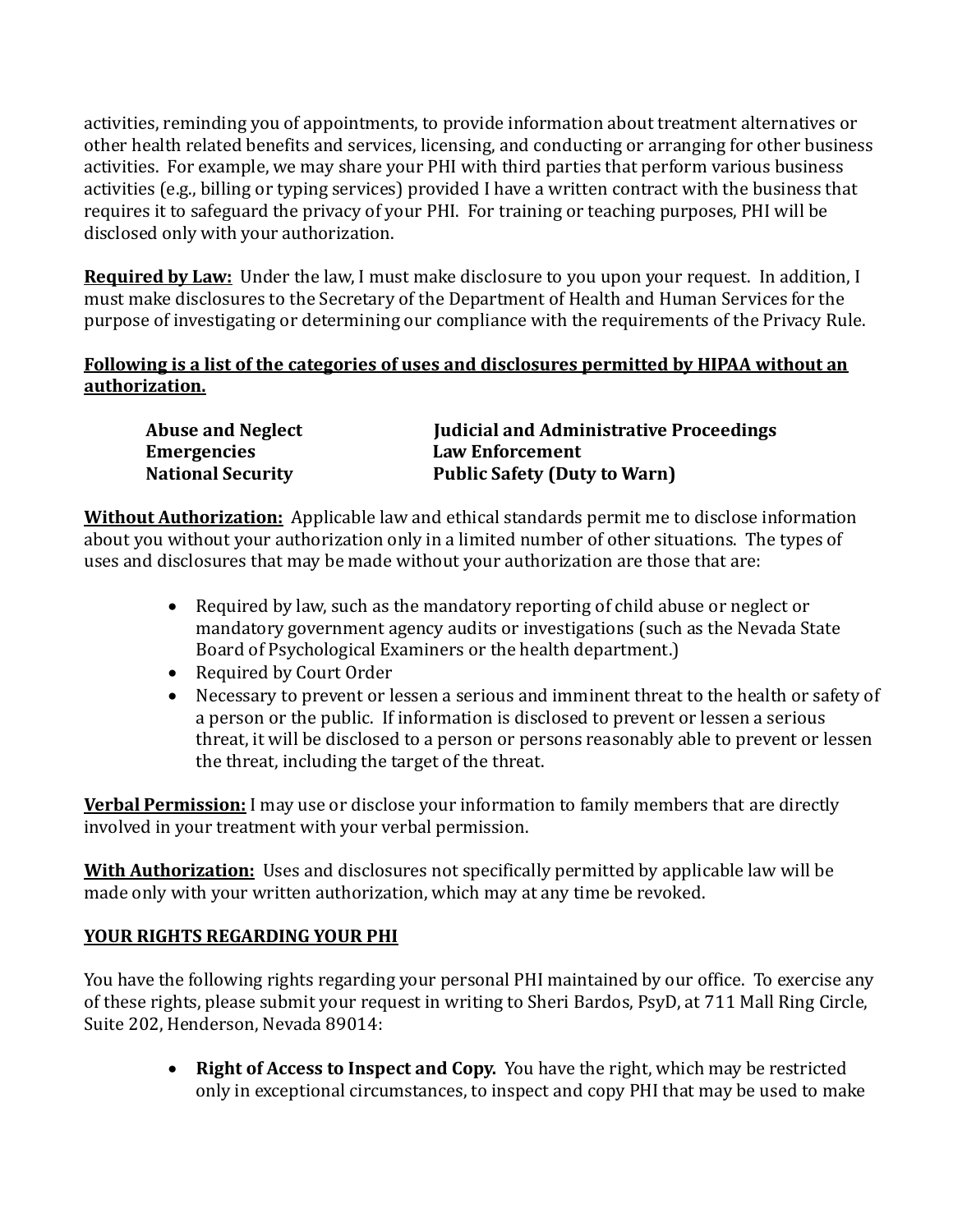activities, reminding you of appointments, to provide information about treatment alternatives or other health related benefits and services, licensing, and conducting or arranging for other business activities. For example, we may share your PHI with third parties that perform various business activities (e.g., billing or typing services) provided I have a written contract with the business that requires it to safeguard the privacy of your PHI. For training or teaching purposes, PHI will be disclosed only with your authorization.

**Required by Law:** Under the law, I must make disclosure to you upon your request. In addition, I must make disclosures to the Secretary of the Department of Health and Human Services for the purpose of investigating or determining our compliance with the requirements of the Privacy Rule.

**Following is a list of the categories of uses and disclosures permitted by HIPAA without an authorization.**

| | |
|---|---|
| **Abuse and Neglect** | **Judicial and Administrative Proceedings** |
| **Emergencies** | **Law Enforcement** |
| **National Security** | **Public Safety (Duty to Warn)** |

**Without Authorization:** Applicable law and ethical standards permit me to disclose information about you without your authorization only in a limited number of other situations. The types of uses and disclosures that may be made without your authorization are those that are:

- Required by law, such as the mandatory reporting of child abuse or neglect or mandatory government agency audits or investigations (such as the Nevada State Board of Psychological Examiners or the health department.)
- Required by Court Order
- Necessary to prevent or lessen a serious and imminent threat to the health or safety of a person or the public. If information is disclosed to prevent or lessen a serious threat, it will be disclosed to a person or persons reasonably able to prevent or lessen the threat, including the target of the threat.

**Verbal Permission:** I may use or disclose your information to family members that are directly involved in your treatment with your verbal permission.

**With Authorization:** Uses and disclosures not specifically permitted by applicable law will be made only with your written authorization, which may at any time be revoked.

## YOUR RIGHTS REGARDING YOUR PHI

You have the following rights regarding your personal PHI maintained by our office. To exercise any of these rights, please submit your request in writing to Sheri Bardos, PsyD, at 711 Mall Ring Circle, Suite 202, Henderson, Nevada 89014:

- **Right of Access to Inspect and Copy.** You have the right, which may be restricted only in exceptional circumstances, to inspect and copy PHI that may be used to make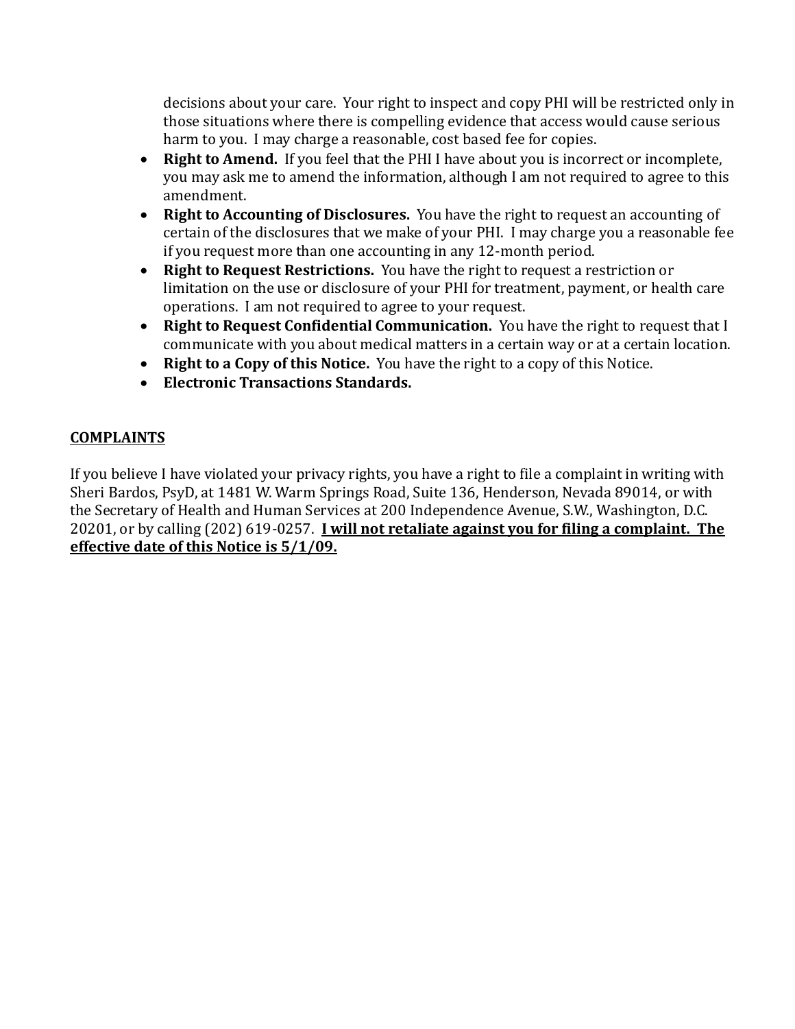decisions about your care. Your right to inspect and copy PHI will be restricted only in those situations where there is compelling evidence that access would cause serious harm to you. I may charge a reasonable, cost based fee for copies.

- **Right to Amend.** If you feel that the PHI I have about you is incorrect or incomplete, you may ask me to amend the information, although I am not required to agree to this amendment.
- **Right to Accounting of Disclosures.** You have the right to request an accounting of certain of the disclosures that we make of your PHI. I may charge you a reasonable fee if you request more than one accounting in any 12-month period.
- **Right to Request Restrictions.** You have the right to request a restriction or limitation on the use or disclosure of your PHI for treatment, payment, or health care operations. I am not required to agree to your request.
- **Right to Request Confidential Communication.** You have the right to request that I communicate with you about medical matters in a certain way or at a certain location.
- **Right to a Copy of this Notice.** You have the right to a copy of this Notice.
- **Electronic Transactions Standards.**

## COMPLAINTS

If you believe I have violated your privacy rights, you have a right to file a complaint in writing with Sheri Bardos, PsyD, at 1481 W. Warm Springs Road, Suite 136, Henderson, Nevada 89014, or with the Secretary of Health and Human Services at 200 Independence Avenue, S.W., Washington, D.C. 20201, or by calling (202) 619-0257. **I will not retaliate against you for filing a complaint. The effective date of this Notice is 5/1/09.**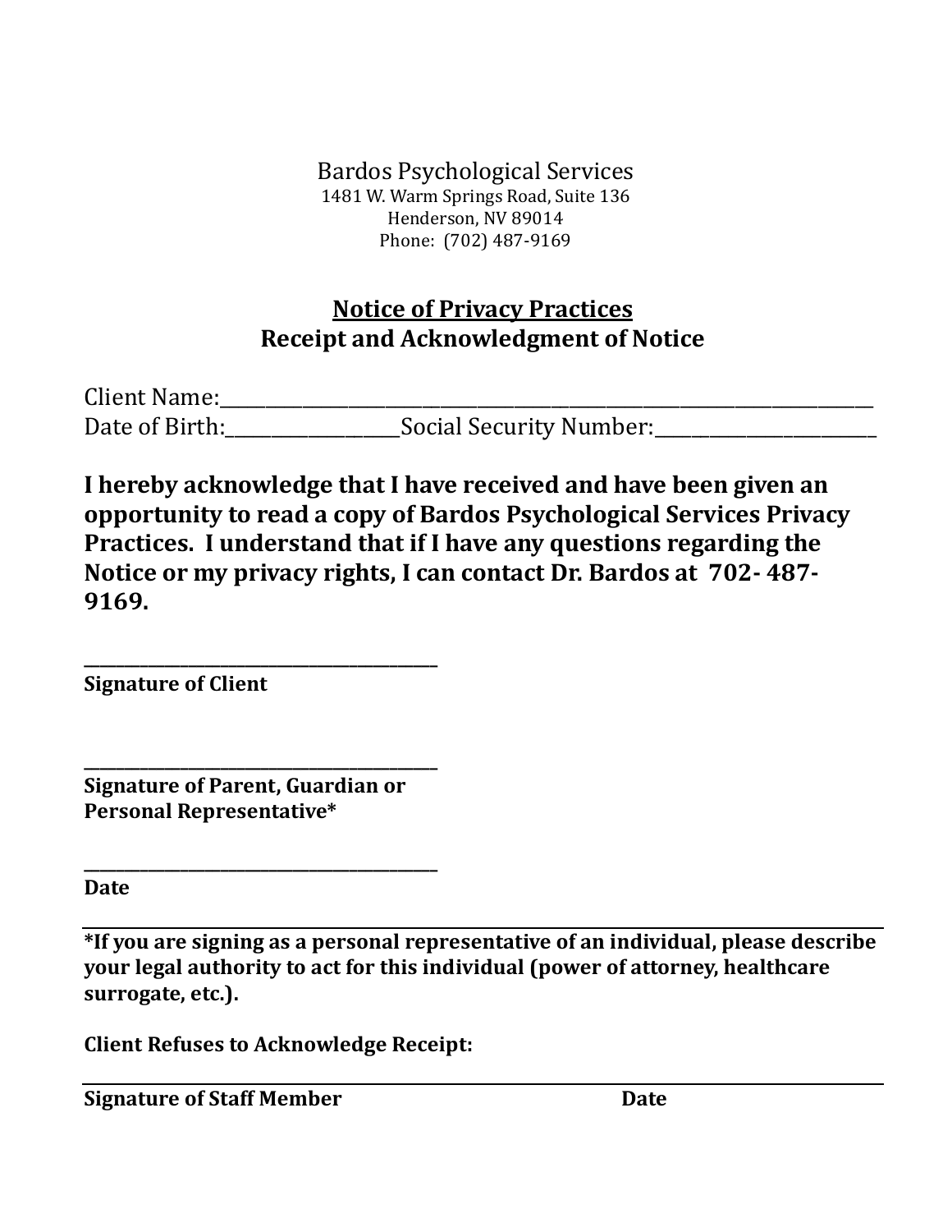Bardos Psychological Services
1481 W. Warm Springs Road, Suite 136
Henderson, NV 89014
Phone: (702) 487-9169

## Notice of Privacy Practices
## Receipt and Acknowledgment of Notice

Client Name:________________________________________________________________

Date of Birth:_______________Social Security Number:____________________

**I hereby acknowledge that I have received and have been given an opportunity to read a copy of Bardos Psychological Services Privacy Practices. I understand that if I have any questions regarding the Notice or my privacy rights, I can contact Dr. Bardos at 702- 487-9169.**

_________________________________
**Signature of Client**

_________________________________
**Signature of Parent, Guardian or Personal Representative***

_________________________________
**Date**

**\*If you are signing as a personal representative of an individual, please describe your legal authority to act for this individual (power of attorney, healthcare surrogate, etc.).**

**Client Refuses to Acknowledge Receipt:**

_______________________________________________________________
**Signature of Staff Member** **Date**